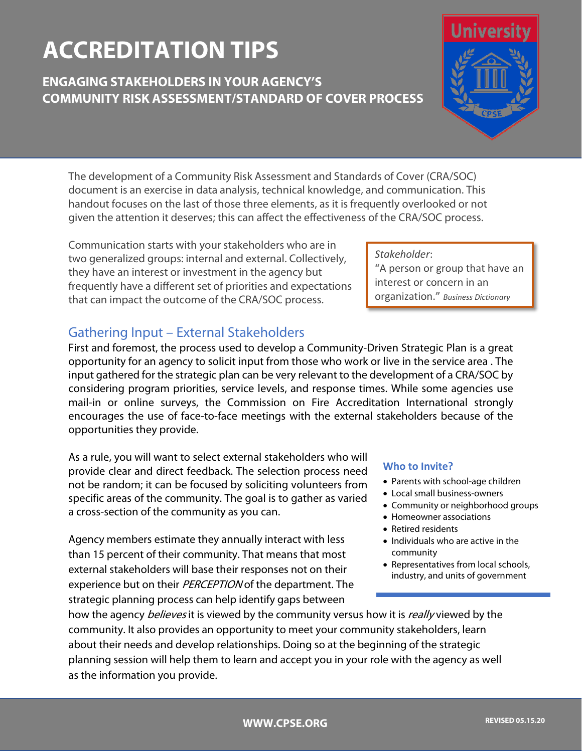# ACCREDITATION TIPS

## ENGAGING STAKEHOLDERS IN YOUR AGENCY'S COMMUNITY RISK ASSESSMENT/STANDARD OF COVER PROCESS

The development of a Community Risk Assessment and Standards of Cover (CRA/SOC) document is an exercise in data analysis, technical knowledge, and communication. This handout focuses on the last of those three elements, as it is frequently overlooked or not given the attention it deserves; this can affect the effectiveness of the CRA/SOC process.

Communication starts with your stakeholders who are in two generalized groups: internal and external. Collectively, they have an interest or investment in the agency but frequently have a different set of priorities and expectations that can impact the outcome of the CRA/SOC process.

> *Stakeholder*:
> "A person or group that have an interest or concern in an organization." *Business Dictionary*

## Gathering Input – External Stakeholders

First and foremost, the process used to develop a Community-Driven Strategic Plan is a great opportunity for an agency to solicit input from those who work or live in the service area . The input gathered for the strategic plan can be very relevant to the development of a CRA/SOC by considering program priorities, service levels, and response times. While some agencies use mail-in or online surveys, the Commission on Fire Accreditation International strongly encourages the use of face-to-face meetings with the external stakeholders because of the opportunities they provide.

As a rule, you will want to select external stakeholders who will provide clear and direct feedback. The selection process need not be random; it can be focused by soliciting volunteers from specific areas of the community. The goal is to gather as varied a cross-section of the community as you can.

**Who to Invite?**

- Parents with school-age children
- Local small business-owners
- Community or neighborhood groups
- Homeowner associations
- Retired residents
- Individuals who are active in the community
- Representatives from local schools, industry, and units of government

Agency members estimate they annually interact with less than 15 percent of their community. That means that most external stakeholders will base their responses not on their experience but on their *PERCEPTION* of the department. The strategic planning process can help identify gaps between how the agency *believes* it is viewed by the community versus how it is *really* viewed by the community. It also provides an opportunity to meet your community stakeholders, learn about their needs and develop relationships. Doing so at the beginning of the strategic planning session will help them to learn and accept you in your role with the agency as well as the information you provide.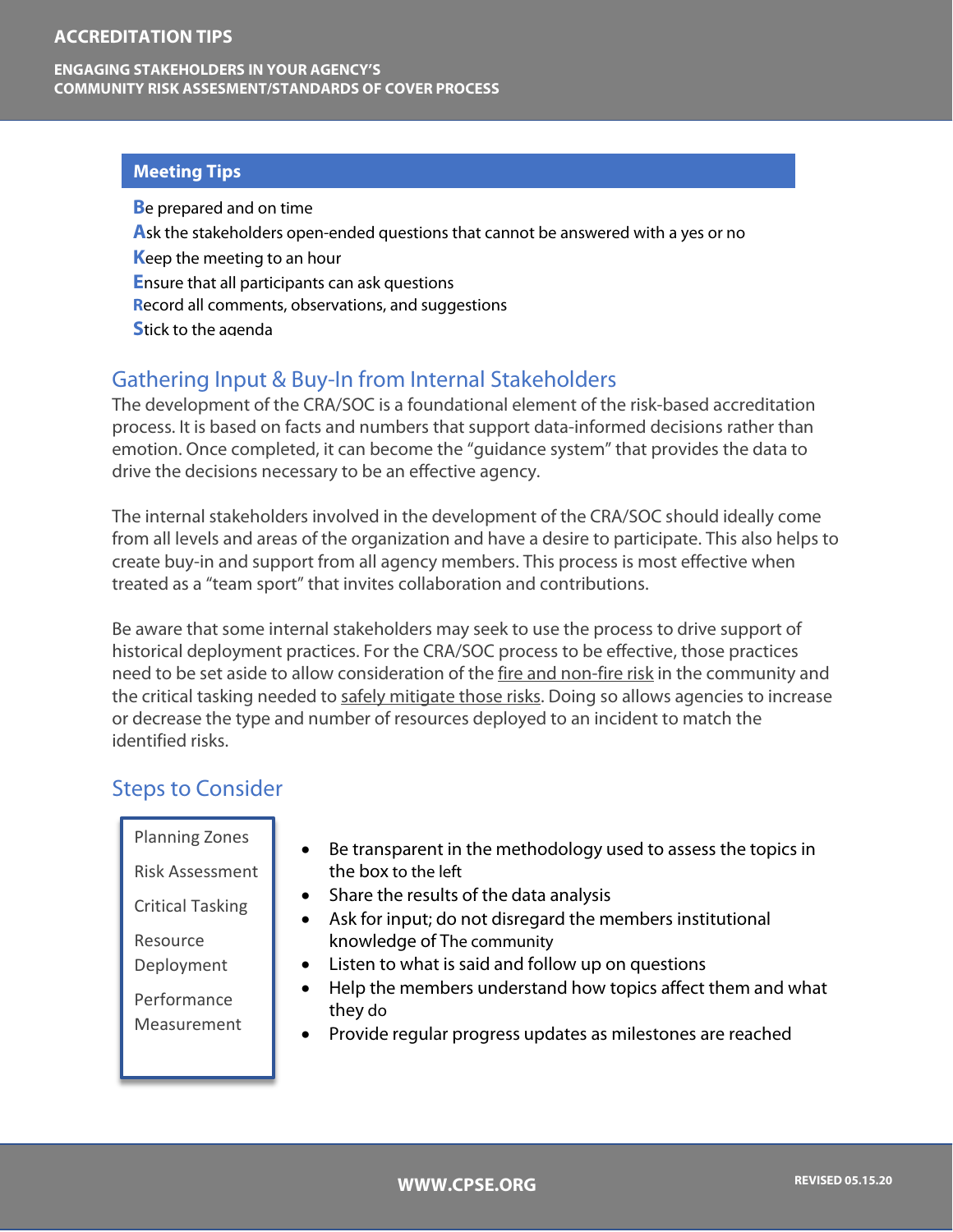## Meeting Tips

**B**e prepared and on time
**A**sk the stakeholders open-ended questions that cannot be answered with a yes or no
**K**eep the meeting to an hour
**E**nsure that all participants can ask questions
**R**ecord all comments, observations, and suggestions
**S**tick to the agenda

## Gathering Input & Buy-In from Internal Stakeholders

The development of the CRA/SOC is a foundational element of the risk-based accreditation process. It is based on facts and numbers that support data-informed decisions rather than emotion. Once completed, it can become the "guidance system" that provides the data to drive the decisions necessary to be an effective agency.

The internal stakeholders involved in the development of the CRA/SOC should ideally come from all levels and areas of the organization and have a desire to participate. This also helps to create buy-in and support from all agency members. This process is most effective when treated as a "team sport" that invites collaboration and contributions.

Be aware that some internal stakeholders may seek to use the process to drive support of historical deployment practices. For the CRA/SOC process to be effective, those practices need to be set aside to allow consideration of the fire and non-fire risk in the community and the critical tasking needed to safely mitigate those risks. Doing so allows agencies to increase or decrease the type and number of resources deployed to an incident to match the identified risks.

## Steps to Consider

- Planning Zones
- Risk Assessment
- Critical Tasking
- Resource Deployment
- Performance Measurement

- Be transparent in the methodology used to assess the topics in the box to the left
- Share the results of the data analysis
- Ask for input; do not disregard the members institutional knowledge of The community
- Listen to what is said and follow up on questions
- Help the members understand how topics affect them and what they do
- Provide regular progress updates as milestones are reached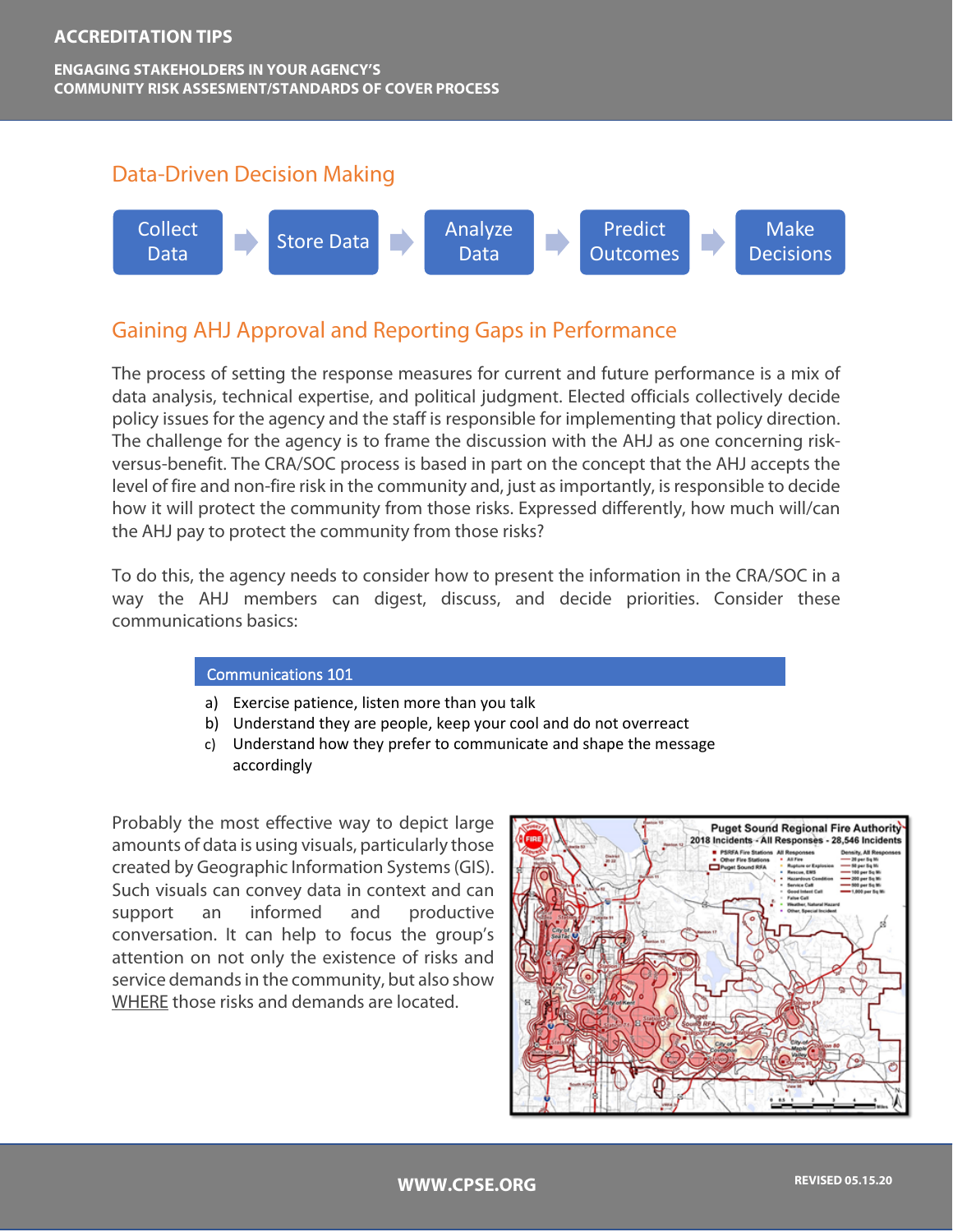## Data-Driven Decision Making

Collect Data → Store Data → Analyze Data → Predict Outcomes → Make Decisions

## Gaining AHJ Approval and Reporting Gaps in Performance

The process of setting the response measures for current and future performance is a mix of data analysis, technical expertise, and political judgment. Elected officials collectively decide policy issues for the agency and the staff is responsible for implementing that policy direction. The challenge for the agency is to frame the discussion with the AHJ as one concerning risk-versus-benefit. The CRA/SOC process is based in part on the concept that the AHJ accepts the level of fire and non-fire risk in the community and, just as importantly, is responsible to decide how it will protect the community from those risks. Expressed differently, how much will/can the AHJ pay to protect the community from those risks?

To do this, the agency needs to consider how to present the information in the CRA/SOC in a way the AHJ members can digest, discuss, and decide priorities. Consider these communications basics:

**Communications 101**

a) Exercise patience, listen more than you talk
b) Understand they are people, keep your cool and do not overreact
c) Understand how they prefer to communicate and shape the message accordingly

Probably the most effective way to depict large amounts of data is using visuals, particularly those created by Geographic Information Systems (GIS). Such visuals can convey data in context and can support an informed and productive conversation. It can help to focus the group's attention on not only the existence of risks and service demands in the community, but also show WHERE those risks and demands are located.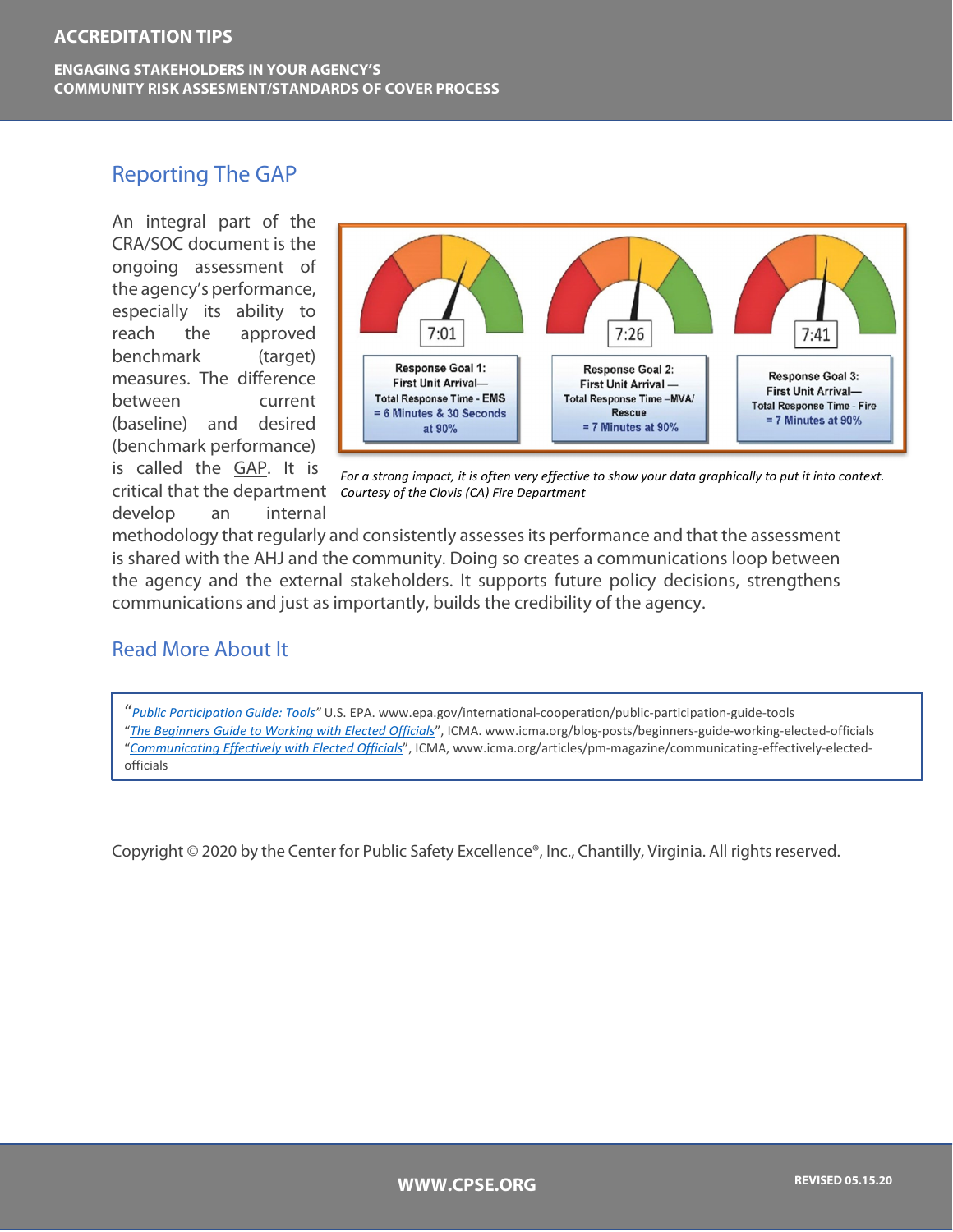## Reporting The GAP

An integral part of the CRA/SOC document is the ongoing assessment of the agency's performance, especially its ability to reach the approved benchmark (target) measures. The difference between current (baseline) and desired (benchmark performance) is called the GAP. It is critical that the department develop an internal methodology that regularly and consistently assesses its performance and that the assessment is shared with the AHJ and the community. Doing so creates a communications loop between the agency and the external stakeholders. It supports future policy decisions, strengthens communications and just as importantly, builds the credibility of the agency.

7:01

Response Goal 1:
First Unit Arrival—
Total Response Time - EMS
= 6 Minutes & 30 Seconds at 90%

7:26

Response Goal 2:
First Unit Arrival —
Total Response Time –MVA/ Rescue
= 7 Minutes at 90%

7:41

Response Goal 3:
First Unit Arrival—
Total Response Time - Fire
= 7 Minutes at 90%

*For a strong impact, it is often very effective to show your data graphically to put it into context. Courtesy of the Clovis (CA) Fire Department*

## Read More About It

"*Public Participation Guide: Tools*" U.S. EPA. www.epa.gov/international-cooperation/public-participation-guide-tools
"*The Beginners Guide to Working with Elected Officials*", ICMA. www.icma.org/blog-posts/beginners-guide-working-elected-officials
"*Communicating Effectively with Elected Officials*", ICMA, www.icma.org/articles/pm-magazine/communicating-effectively-elected-officials

Copyright © 2020 by the Center for Public Safety Excellence®, Inc., Chantilly, Virginia. All rights reserved.